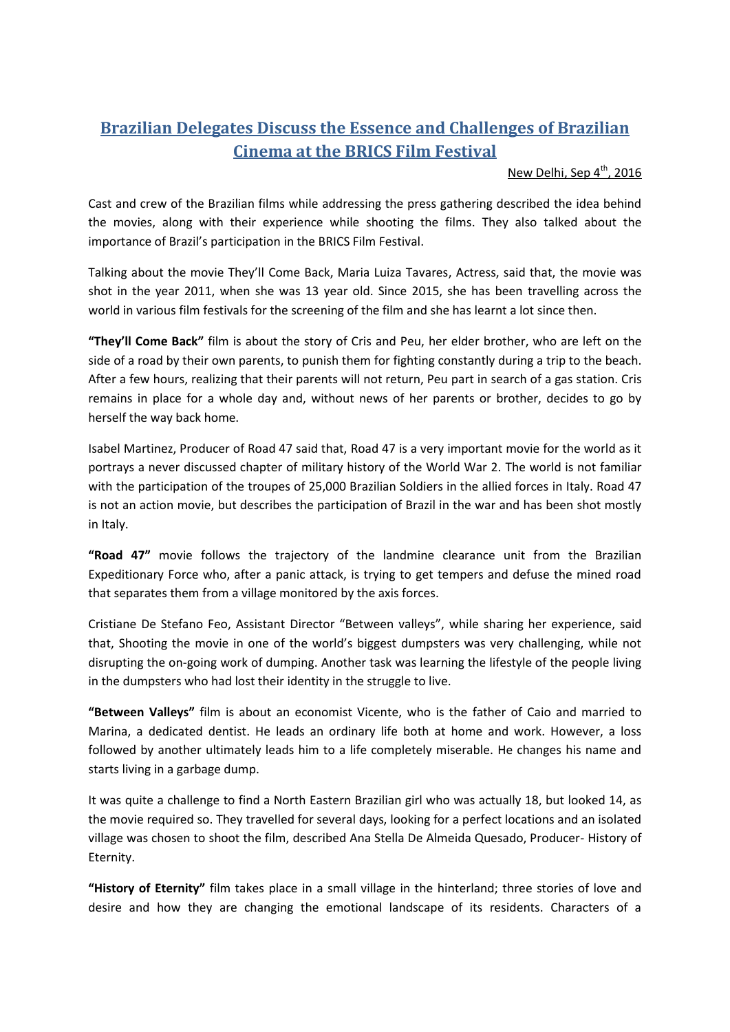# Brazilian Delegates Discuss the Essence and Challenges of Brazilian Cinema at the BRICS Film Festival

New Delhi, Sep 4th, 2016

Cast and crew of the Brazilian films while addressing the press gathering described the idea behind the movies, along with their experience while shooting the films. They also talked about the importance of Brazil's participation in the BRICS Film Festival.

Talking about the movie They'll Come Back, Maria Luiza Tavares, Actress, said that, the movie was shot in the year 2011, when she was 13 year old. Since 2015, she has been travelling across the world in various film festivals for the screening of the film and she has learnt a lot since then.

**"They'll Come Back"** film is about the story of Cris and Peu, her elder brother, who are left on the side of a road by their own parents, to punish them for fighting constantly during a trip to the beach. After a few hours, realizing that their parents will not return, Peu part in search of a gas station. Cris remains in place for a whole day and, without news of her parents or brother, decides to go by herself the way back home.

Isabel Martinez, Producer of Road 47 said that, Road 47 is a very important movie for the world as it portrays a never discussed chapter of military history of the World War 2. The world is not familiar with the participation of the troupes of 25,000 Brazilian Soldiers in the allied forces in Italy. Road 47 is not an action movie, but describes the participation of Brazil in the war and has been shot mostly in Italy.

**"Road 47"** movie follows the trajectory of the landmine clearance unit from the Brazilian Expeditionary Force who, after a panic attack, is trying to get tempers and defuse the mined road that separates them from a village monitored by the axis forces.

Cristiane De Stefano Feo, Assistant Director "Between valleys", while sharing her experience, said that, Shooting the movie in one of the world's biggest dumpsters was very challenging, while not disrupting the on-going work of dumping. Another task was learning the lifestyle of the people living in the dumpsters who had lost their identity in the struggle to live.

**"Between Valleys"** film is about an economist Vicente, who is the father of Caio and married to Marina, a dedicated dentist. He leads an ordinary life both at home and work. However, a loss followed by another ultimately leads him to a life completely miserable. He changes his name and starts living in a garbage dump.

It was quite a challenge to find a North Eastern Brazilian girl who was actually 18, but looked 14, as the movie required so. They travelled for several days, looking for a perfect locations and an isolated village was chosen to shoot the film, described Ana Stella De Almeida Quesado, Producer- History of Eternity.

**"History of Eternity"** film takes place in a small village in the hinterland; three stories of love and desire and how they are changing the emotional landscape of its residents. Characters of a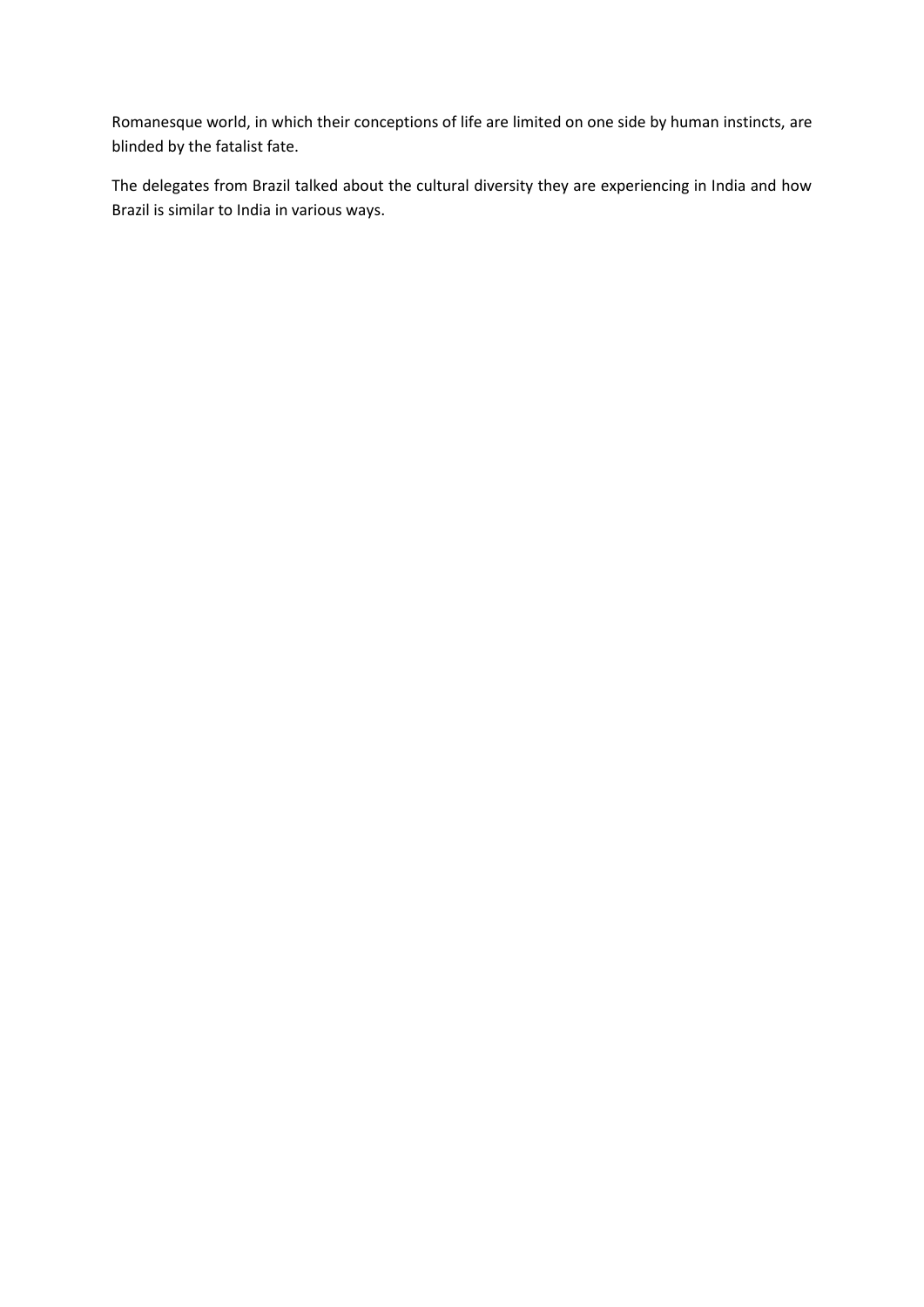Romanesque world, in which their conceptions of life are limited on one side by human instincts, are blinded by the fatalist fate.

The delegates from Brazil talked about the cultural diversity they are experiencing in India and how Brazil is similar to India in various ways.